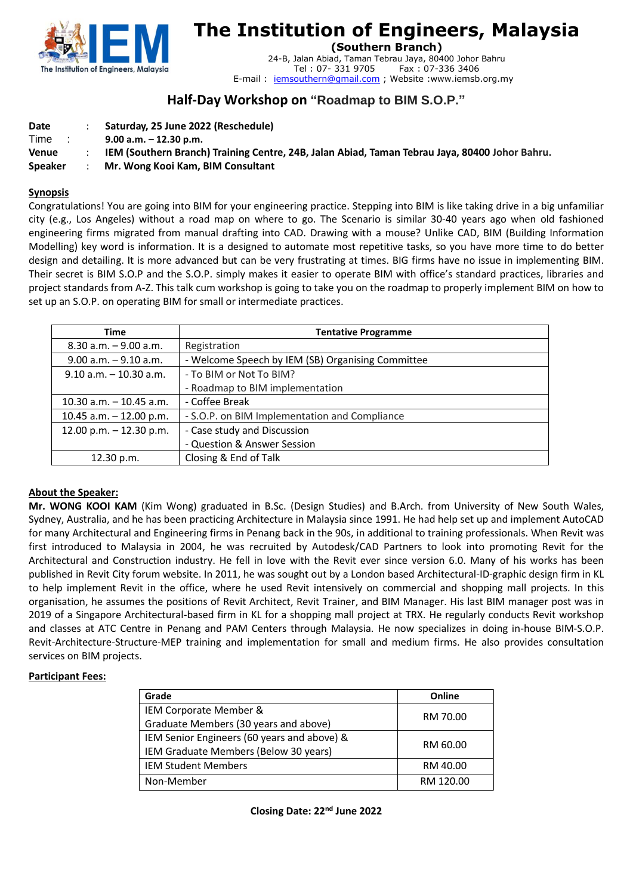# The Institution of Engineers, Malaysia

**(Southern Branch)**

24-B, Jalan Abiad, Taman Tebrau Jaya, 80400 Johor Bahru
Tel : 07- 331 9705 Fax : 07-336 3406
E-mail : iemsouthern@gmail.com ; Website :www.iemsb.org.my

## Half-Day Workshop on "Roadmap to BIM S.O.P."

**Date** : **Saturday, 25 June 2022 (Reschedule)**
Time : **9.00 a.m. – 12.30 p.m.**
**Venue** : **IEM (Southern Branch) Training Centre, 24B, Jalan Abiad, Taman Tebrau Jaya, 80400 Johor Bahru.**
**Speaker** : **Mr. Wong Kooi Kam, BIM Consultant**

**Synopsis**

Congratulations! You are going into BIM for your engineering practice. Stepping into BIM is like taking drive in a big unfamiliar city (e.g., Los Angeles) without a road map on where to go. The Scenario is similar 30-40 years ago when old fashioned engineering firms migrated from manual drafting into CAD. Drawing with a mouse? Unlike CAD, BIM (Building Information Modelling) key word is information. It is a designed to automate most repetitive tasks, so you have more time to do better design and detailing. It is more advanced but can be very frustrating at times. BIG firms have no issue in implementing BIM. Their secret is BIM S.O.P and the S.O.P. simply makes it easier to operate BIM with office's standard practices, libraries and project standards from A-Z. This talk cum workshop is going to take you on the roadmap to properly implement BIM on how to set up an S.O.P. on operating BIM for small or intermediate practices.

| Time | Tentative Programme |
|---|---|
| 8.30 a.m. – 9.00 a.m. | Registration |
| 9.00 a.m. – 9.10 a.m. | - Welcome Speech by IEM (SB) Organising Committee |
| 9.10 a.m. – 10.30 a.m. | - To BIM or Not To BIM?<br>- Roadmap to BIM implementation |
| 10.30 a.m. – 10.45 a.m. | - Coffee Break |
| 10.45 a.m. – 12.00 p.m. | - S.O.P. on BIM Implementation and Compliance |
| 12.00 p.m. – 12.30 p.m. | - Case study and Discussion<br>- Question & Answer Session |
| 12.30 p.m. | Closing & End of Talk |

**About the Speaker:**

**Mr. WONG KOOI KAM** (Kim Wong) graduated in B.Sc. (Design Studies) and B.Arch. from University of New South Wales, Sydney, Australia, and he has been practicing Architecture in Malaysia since 1991. He had help set up and implement AutoCAD for many Architectural and Engineering firms in Penang back in the 90s, in additional to training professionals. When Revit was first introduced to Malaysia in 2004, he was recruited by Autodesk/CAD Partners to look into promoting Revit for the Architectural and Construction industry. He fell in love with the Revit ever since version 6.0. Many of his works has been published in Revit City forum website. In 2011, he was sought out by a London based Architectural-ID-graphic design firm in KL to help implement Revit in the office, where he used Revit intensively on commercial and shopping mall projects. In this organisation, he assumes the positions of Revit Architect, Revit Trainer, and BIM Manager. His last BIM manager post was in 2019 of a Singapore Architectural-based firm in KL for a shopping mall project at TRX. He regularly conducts Revit workshop and classes at ATC Centre in Penang and PAM Centers through Malaysia. He now specializes in doing in-house BIM-S.O.P. Revit-Architecture-Structure-MEP training and implementation for small and medium firms. He also provides consultation services on BIM projects.

**Participant Fees:**

| Grade | Online |
|---|---|
| IEM Corporate Member &<br>Graduate Members (30 years and above) | RM 70.00 |
| IEM Senior Engineers (60 years and above) &<br>IEM Graduate Members (Below 30 years) | RM 60.00 |
| IEM Student Members | RM 40.00 |
| Non-Member | RM 120.00 |

**Closing Date: 22nd June 2022**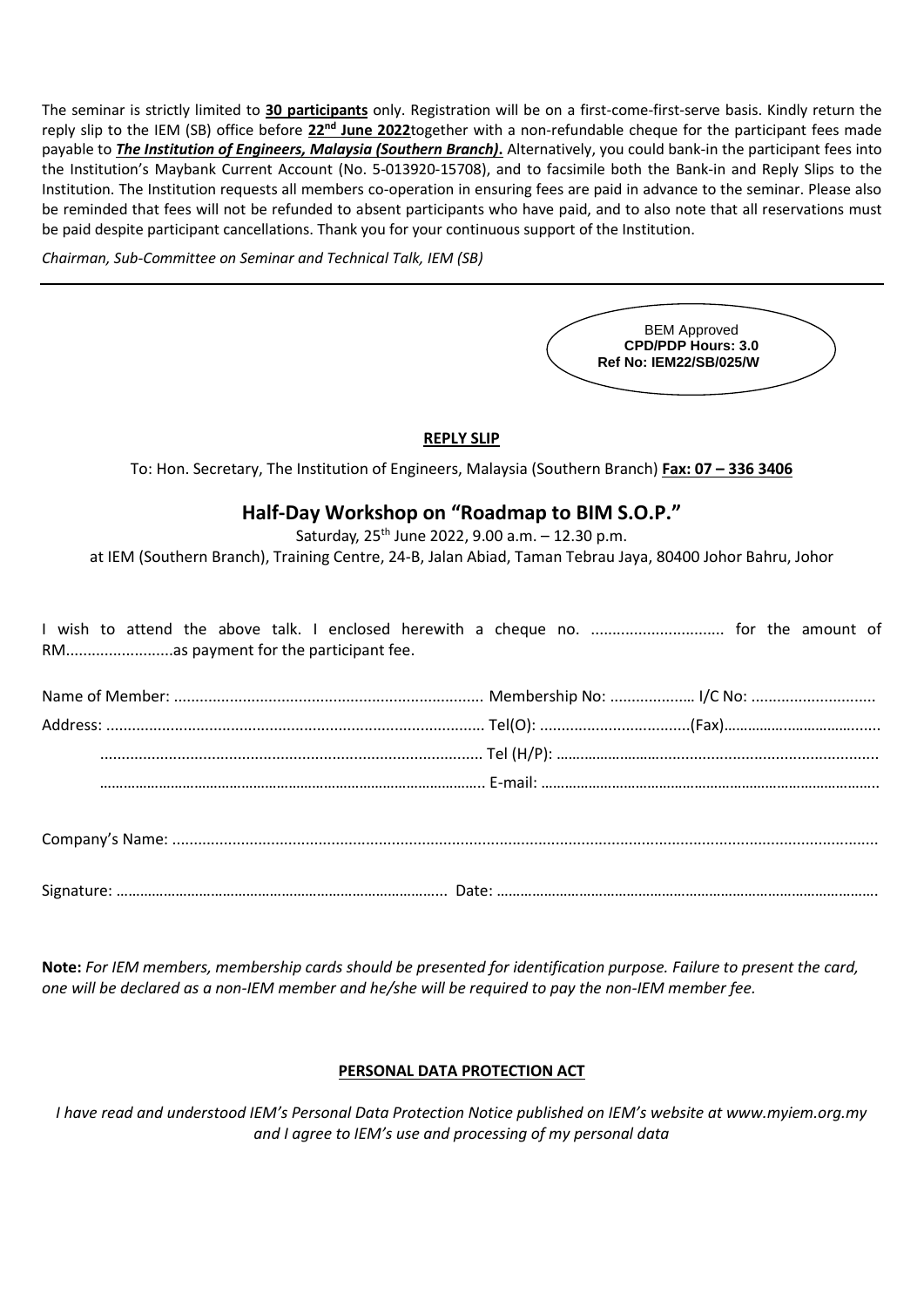The seminar is strictly limited to **30 participants** only. Registration will be on a first-come-first-serve basis. Kindly return the reply slip to the IEM (SB) office before **22nd June 2022**together with a non-refundable cheque for the participant fees made payable to ***The Institution of Engineers, Malaysia (Southern Branch)***. Alternatively, you could bank-in the participant fees into the Institution's Maybank Current Account (No. 5-013920-15708), and to facsimile both the Bank-in and Reply Slips to the Institution. The Institution requests all members co-operation in ensuring fees are paid in advance to the seminar. Please also be reminded that fees will not be refunded to absent participants who have paid, and to also note that all reservations must be paid despite participant cancellations. Thank you for your continuous support of the Institution.

*Chairman, Sub-Committee on Seminar and Technical Talk, IEM (SB)*

---

BEM Approved
**CPD/PDP Hours: 3.0**
**Ref No: IEM22/SB/025/W**

**REPLY SLIP**

To: Hon. Secretary, The Institution of Engineers, Malaysia (Southern Branch) **Fax: 07 – 336 3406**

## Half-Day Workshop on "Roadmap to BIM S.O.P."

Saturday, 25th June 2022, 9.00 a.m. – 12.30 p.m.

at IEM (Southern Branch), Training Centre, 24-B, Jalan Abiad, Taman Tebrau Jaya, 80400 Johor Bahru, Johor

I wish to attend the above talk. I enclosed herewith a cheque no. .............................. for the amount of RM.........................as payment for the participant fee.

Name of Member: ....................................................................... Membership No: .................... I/C No: ............................

Address: ........................................................................................ Tel(O): ..................................(Fax)....................................

........................................................................................ Tel (H/P): ........................................................................

........................................................................................ E-mail: ........................................................................

Company's Name: ........................................................................................................................................................

Signature: ........................................................................... Date: ..............................................................................

**Note:** *For IEM members, membership cards should be presented for identification purpose. Failure to present the card, one will be declared as a non-IEM member and he/she will be required to pay the non-IEM member fee.*

**PERSONAL DATA PROTECTION ACT**

*I have read and understood IEM's Personal Data Protection Notice published on IEM's website at www.myiem.org.my and I agree to IEM's use and processing of my personal data*